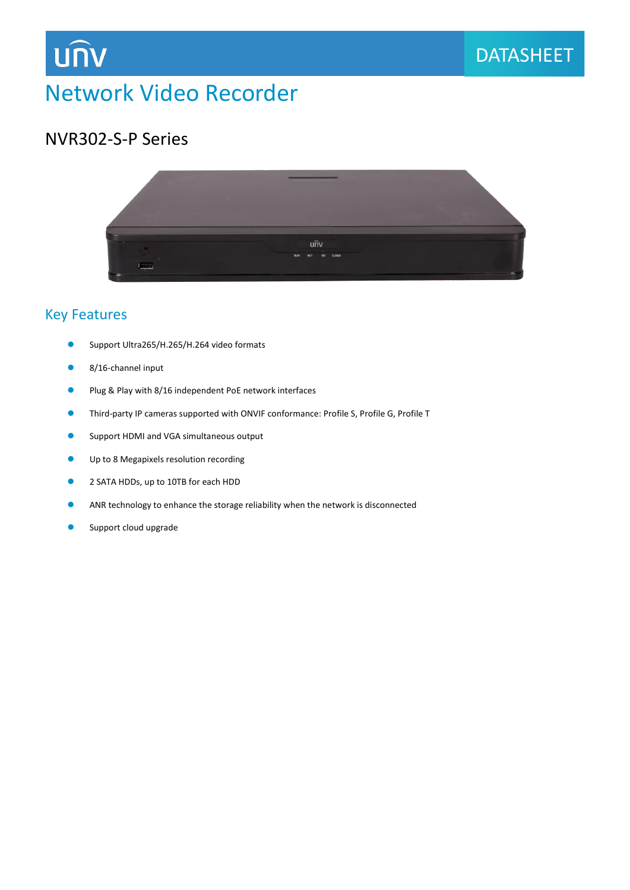unv

DATASHEET

# Network Video Recorder

## NVR302-S-P Series

### Key Features

- Support Ultra265/H.265/H.264 video formats
- 8/16-channel input
- Plug & Play with 8/16 independent PoE network interfaces
- Third-party IP cameras supported with ONVIF conformance: Profile S, Profile G, Profile T
- Support HDMI and VGA simultaneous output
- Up to 8 Megapixels resolution recording
- 2 SATA HDDs, up to 10TB for each HDD
- ANR technology to enhance the storage reliability when the network is disconnected
- Support cloud upgrade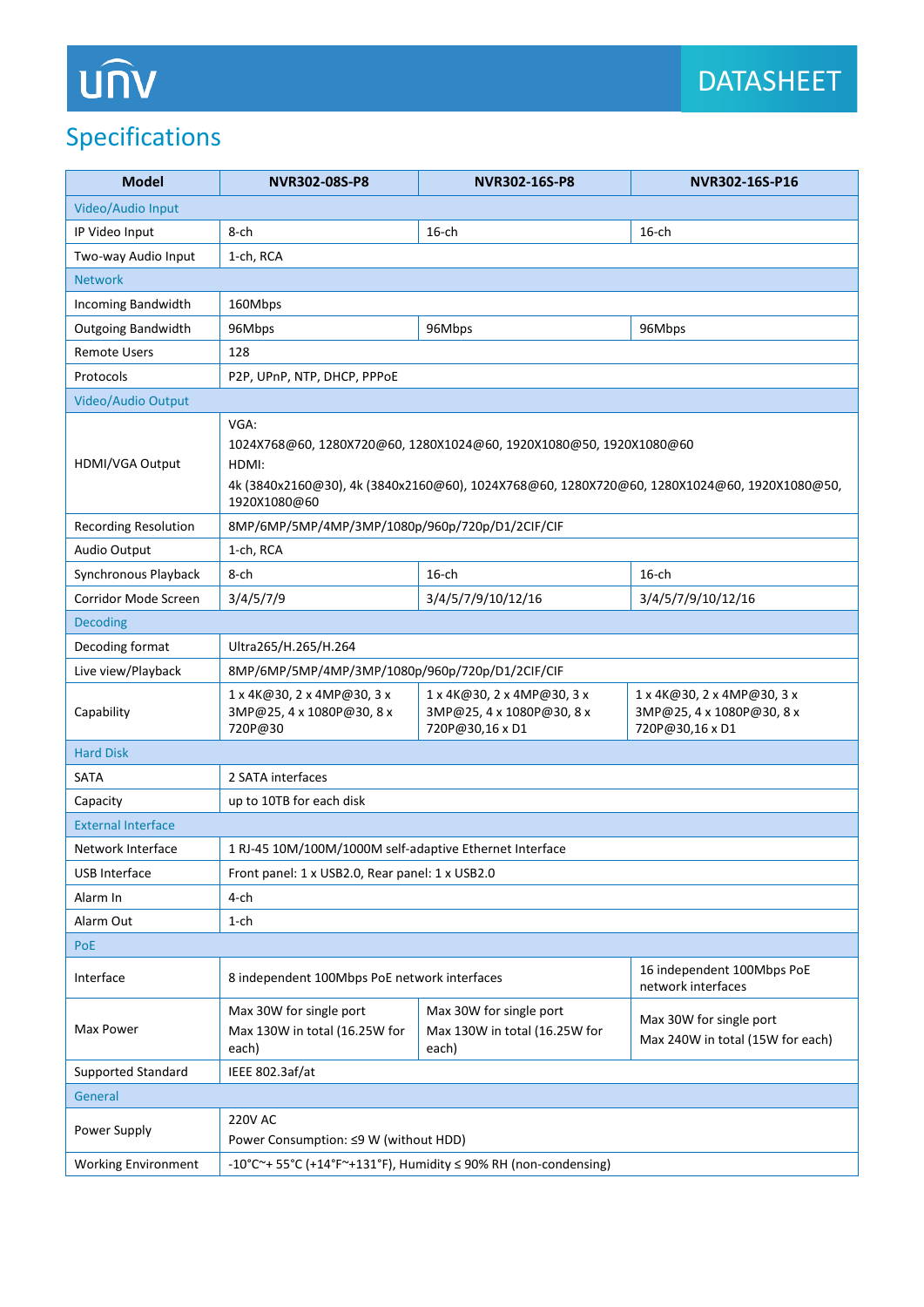## Specifications

| Model | NVR302-08S-P8 | NVR302-16S-P8 | NVR302-16S-P16 |
|---|---|---|---|
| Video/Audio Input | | | |
| IP Video Input | 8-ch | 16-ch | 16-ch |
| Two-way Audio Input | 1-ch, RCA | | |
| Network | | | |
| Incoming Bandwidth | 160Mbps | | |
| Outgoing Bandwidth | 96Mbps | 96Mbps | 96Mbps |
| Remote Users | 128 | | |
| Protocols | P2P, UPnP, NTP, DHCP, PPPoE | | |
| Video/Audio Output | | | |
| HDMI/VGA Output | VGA: 1024X768@60, 1280X720@60, 1280X1024@60, 1920X1080@50, 1920X1080@60 HDMI: 4k (3840x2160@30), 4k (3840x2160@60), 1024X768@60, 1280X720@60, 1280X1024@60, 1920X1080@50, 1920X1080@60 | | |
| Recording Resolution | 8MP/6MP/5MP/4MP/3MP/1080p/960p/720p/D1/2CIF/CIF | | |
| Audio Output | 1-ch, RCA | | |
| Synchronous Playback | 8-ch | 16-ch | 16-ch |
| Corridor Mode Screen | 3/4/5/7/9 | 3/4/5/7/9/10/12/16 | 3/4/5/7/9/10/12/16 |
| Decoding | | | |
| Decoding format | Ultra265/H.265/H.264 | | |
| Live view/Playback | 8MP/6MP/5MP/4MP/3MP/1080p/960p/720p/D1/2CIF/CIF | | |
| Capability | 1 x 4K@30, 2 x 4MP@30, 3 x 3MP@25, 4 x 1080P@30, 8 x 720P@30 | 1 x 4K@30, 2 x 4MP@30, 3 x 3MP@25, 4 x 1080P@30, 8 x 720P@30,16 x D1 | 1 x 4K@30, 2 x 4MP@30, 3 x 3MP@25, 4 x 1080P@30, 8 x 720P@30,16 x D1 |
| Hard Disk | | | |
| SATA | 2 SATA interfaces | | |
| Capacity | up to 10TB for each disk | | |
| External Interface | | | |
| Network Interface | 1 RJ-45 10M/100M/1000M self-adaptive Ethernet Interface | | |
| USB Interface | Front panel: 1 x USB2.0, Rear panel: 1 x USB2.0 | | |
| Alarm In | 4-ch | | |
| Alarm Out | 1-ch | | |
| PoE | | | |
| Interface | 8 independent 100Mbps PoE network interfaces | | 16 independent 100Mbps PoE network interfaces |
| Max Power | Max 30W for single port Max 130W in total (16.25W for each) | Max 30W for single port Max 130W in total (16.25W for each) | Max 30W for single port Max 240W in total (15W for each) |
| Supported Standard | IEEE 802.3af/at | | |
| General | | | |
| Power Supply | 220V AC Power Consumption: ≤9 W (without HDD) | | |
| Working Environment | -10°C~+ 55°C (+14°F~+131°F), Humidity ≤ 90% RH (non-condensing) | | |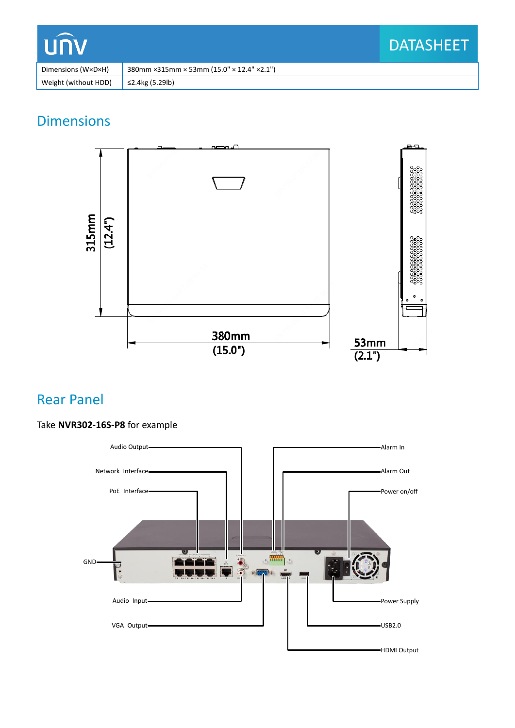| Dimensions (W×D×H) | 380mm ×315mm × 53mm (15.0" × 12.4" ×2.1") |
| --- | --- |
| Weight (without HDD) | ≤2.4kg (5.29lb) |

## Dimensions

315mm (12.4")

380mm (15.0")

53mm (2.1")

## Rear Panel

Take **NVR302-16S-P8** for example

Audio Output

Network Interface

PoE Interface

GND

Audio Input

VGA Output

Alarm In

Alarm Out

Power on/off

Power Supply

USB2.0

HDMI Output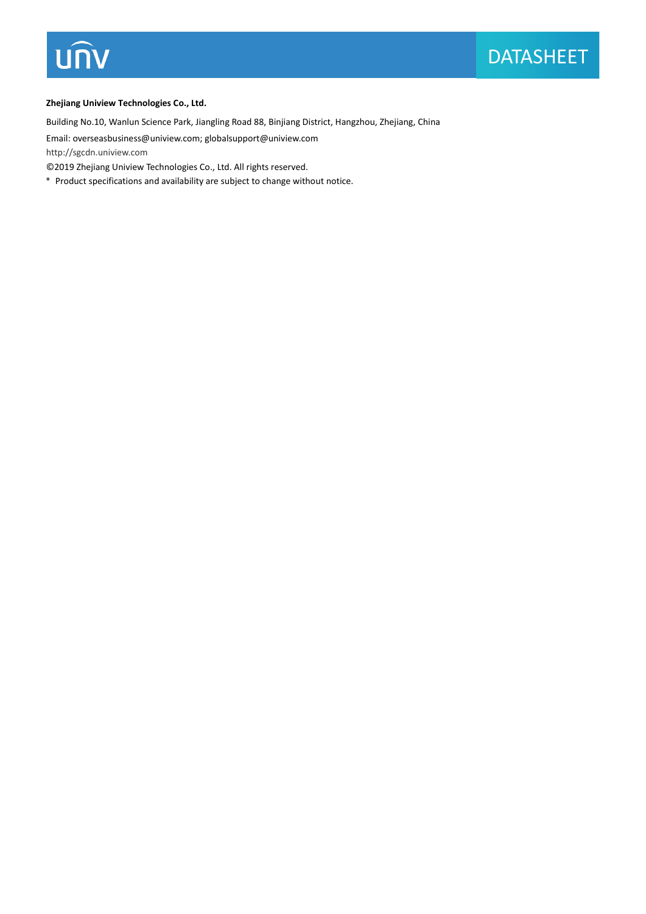**Zhejiang Uniview Technologies Co., Ltd.**

Building No.10, Wanlun Science Park, Jiangling Road 88, Binjiang District, Hangzhou, Zhejiang, China

Email: overseasbusiness@uniview.com; globalsupport@uniview.com

http://sgcdn.uniview.com

©2019 Zhejiang Uniview Technologies Co., Ltd. All rights reserved.

* Product specifications and availability are subject to change without notice.